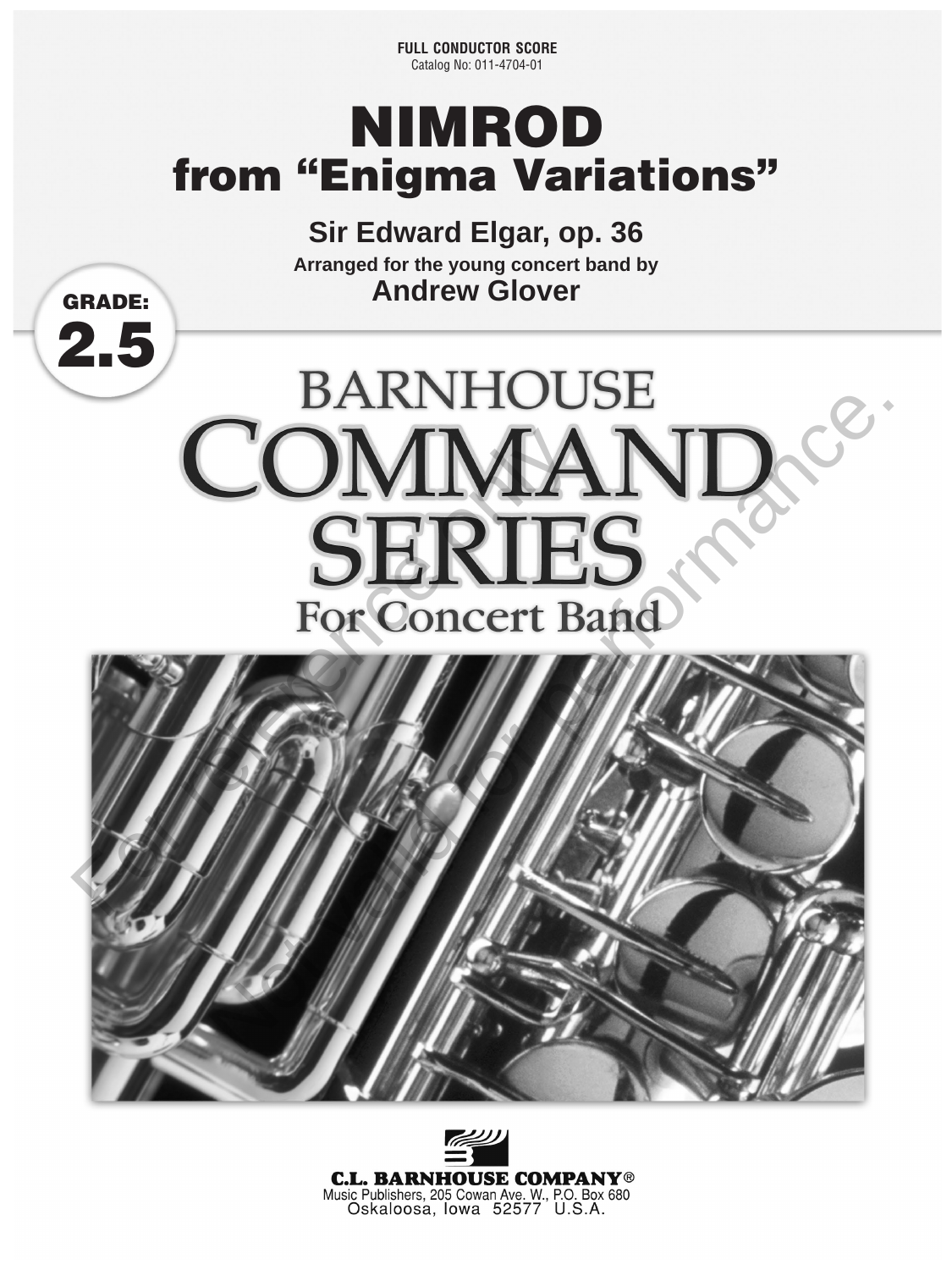**FULL CONDUCTOR SCORE**
Catalog No: 011-4704-01

# NIMROD
## from "Enigma Variations"

**Sir Edward Elgar, op. 36**

**Arranged for the young concert band by**
**Andrew Glover**

**GRADE: 2.5**

# BARNHOUSE COMMAND SERIES
## For Concert Band

**C.L. BARNHOUSE COMPANY®**
Music Publishers, 205 Cowan Ave. W., P.O. Box 680
Oskaloosa, Iowa 52577 U.S.A.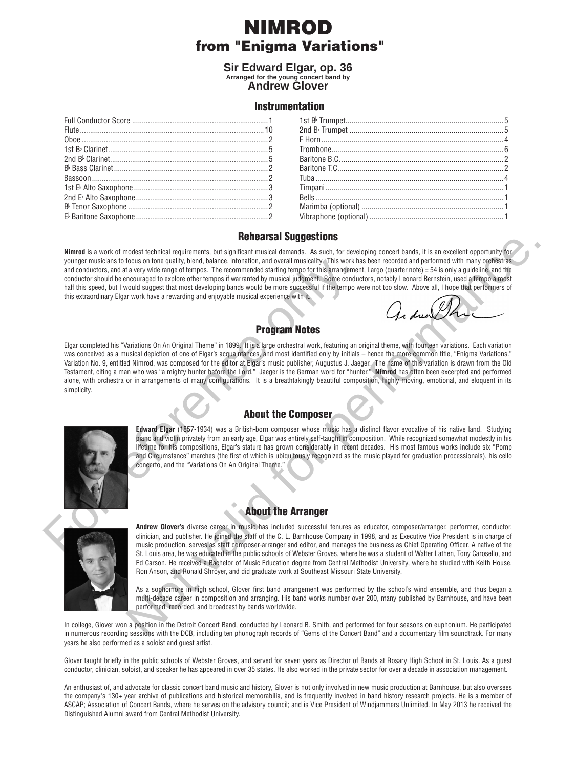# NIMROD
## from "Enigma Variations"

**Sir Edward Elgar, op. 36**
Arranged for the young concert band by
**Andrew Glover**

### Instrumentation

| Instrument | Qty | Instrument | Qty |
|---|---|---|---|
| Full Conductor Score | 1 | 1st B♭ Trumpet | 5 |
| Flute | 10 | 2nd B♭ Trumpet | 5 |
| Oboe | 2 | F Horn | 4 |
| 1st B♭ Clarinet | 5 | Trombone | 6 |
| 2nd B♭ Clarinet | 5 | Baritone B.C. | 2 |
| B♭ Bass Clarinet | 2 | Baritone T.C. | 2 |
| Bassoon | 2 | Tuba | 4 |
| 1st E♭ Alto Saxophone | 3 | Timpani | 1 |
| 2nd E♭ Alto Saxophone | 3 | Bells | 1 |
| B♭ Tenor Saxophone | 2 | Marimba (optional) | 1 |
| E♭ Baritone Saxophone | 2 | Vibraphone (optional) | 1 |

### Rehearsal Suggestions

**Nimrod** is a work of modest technical requirements, but significant musical demands. As such, for developing concert bands, it is an excellent opportunity for younger musicians to focus on tone quality, blend, balance, intonation, and overall musicality. This work has been recorded and performed with many orchestras and conductors, and at a very wide range of tempos. The recommended starting tempo for this arrangement, Largo (quarter note) = 54 is only a guideline, and the conductor should be encouraged to explore other tempos if warranted by musical judgment. Some conductors, notably Leonard Bernstein, used a tempo almost half this speed, but I would suggest that most developing bands would be more successful if the tempo were not too slow. Above all, I hope that performers of this extraordinary Elgar work have a rewarding and enjoyable musical experience with it.

### Program Notes

Elgar completed his "Variations On An Original Theme" in 1899. It is a large orchestral work, featuring an original theme, with fourteen variations. Each variation was conceived as a musical depiction of one of Elgar's acquaintances, and most identified only by initials – hence the more common title, "Enigma Variations." Variation No. 9, entitled Nimrod, was composed for the editor at Elgar's music publisher, Augustus J. Jaeger. The name of this variation is drawn from the Old Testament, citing a man who was "a mighty hunter before the Lord." Jaeger is the German word for "hunter." **Nimrod** has often been excerpted and performed alone, with orchestra or in arrangements of many configurations. It is a breathtakingly beautiful composition, highly moving, emotional, and eloquent in its simplicity.

### About the Composer

**Edward Elgar** (1857-1934) was a British-born composer whose music has a distinct flavor evocative of his native land. Studying piano and violin privately from an early age, Elgar was entirely self-taught in composition. While recognized somewhat modestly in his lifetime for his compositions, Elgar's stature has grown considerably in recent decades. His most famous works include six "Pomp and Circumstance" marches (the first of which is ubiquitously recognized as the music played for graduation processionals), his cello concerto, and the "Variations On An Original Theme."

### About the Arranger

**Andrew Glover's** diverse career in music has included successful tenures as educator, composer/arranger, performer, conductor, clinician, and publisher. He joined the staff of the C. L. Barnhouse Company in 1998, and as Executive Vice President is in charge of music production, serves as staff composer-arranger and editor, and manages the business as Chief Operating Officer. A native of the St. Louis area, he was educated in the public schools of Webster Groves, where he was a student of Walter Lathen, Tony Carosello, and Ed Carson. He received a Bachelor of Music Education degree from Central Methodist University, where he studied with Keith House, Ron Anson, and Ronald Shroyer, and did graduate work at Southeast Missouri State University.

As a sophomore in high school, Glover first band arrangement was performed by the school's wind ensemble, and thus began a multi-decade career in composition and arranging. His band works number over 200, many published by Barnhouse, and have been performed, recorded, and broadcast by bands worldwide.

In college, Glover won a position in the Detroit Concert Band, conducted by Leonard B. Smith, and performed for four seasons on euphonium. He participated in numerous recording sessions with the DCB, including ten phonograph records of "Gems of the Concert Band" and a documentary film soundtrack. For many years he also performed as a soloist and guest artist.

Glover taught briefly in the public schools of Webster Groves, and served for seven years as Director of Bands at Rosary High School in St. Louis. As a guest conductor, clinician, soloist, and speaker he has appeared in over 35 states. He also worked in the private sector for over a decade in association management.

An enthusiast of, and advocate for classic concert band music and history, Glover is not only involved in new music production at Barnhouse, but also oversees the company's 130+ year archive of publications and historical memorabilia, and is frequently involved in band history research projects. He is a member of ASCAP; Association of Concert Bands, where he serves on the advisory council; and is Vice President of Windjammers Unlimited. In May 2013 he received the Distinguished Alumni award from Central Methodist University.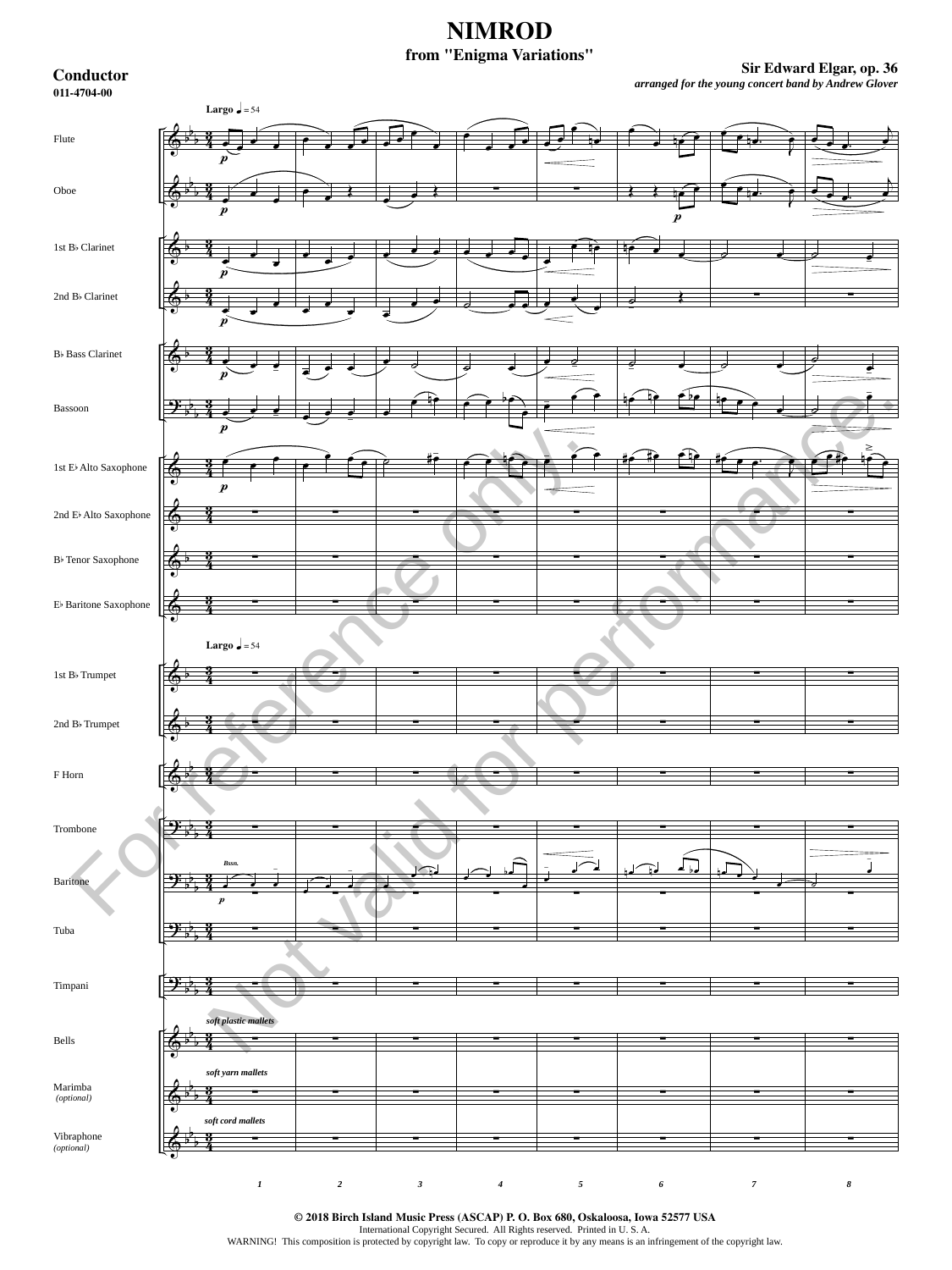# NIMROD

### from "Enigma Variations"

**Conductor**
**011-4704-00**

**Sir Edward Elgar, op. 36**
*arranged for the young concert band by Andrew Glover*

**Largo** ♩ = 54

Flute
Oboe
1st B♭ Clarinet
2nd B♭ Clarinet
B♭ Bass Clarinet
Bassoon
1st E♭ Alto Saxophone
2nd E♭ Alto Saxophone
B♭ Tenor Saxophone
E♭ Baritone Saxophone

**Largo** ♩ = 54

1st B♭ Trumpet
2nd B♭ Trumpet
F Horn
Trombone
Baritone
Tuba
Timpani
Bells — *soft plastic mallets*
Marimba *(optional)* — *soft yarn mallets*
Vibraphone *(optional)* — *soft cord mallets*

For reference only. Not valid for performance.

**© 2018 Birch Island Music Press (ASCAP) P. O. Box 680, Oskaloosa, Iowa 52577 USA**
International Copyright Secured. All Rights reserved. Printed in U. S. A.
WARNING! This composition is protected by copyright law. To copy or reproduce it by any means is an infringement of the copyright law.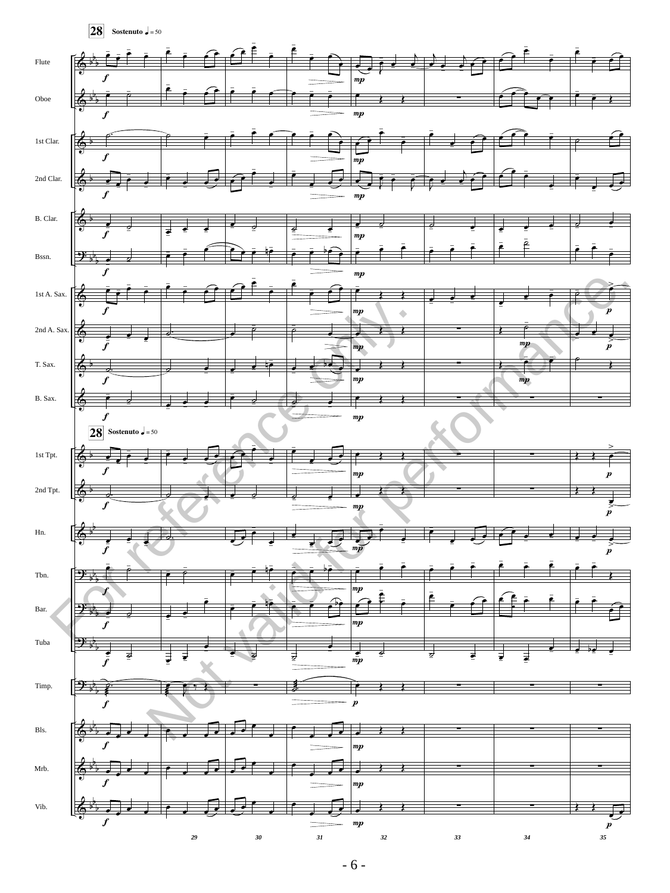**28** **Sostenuto** ♩ = 50

Flute
Oboe
1st Clar.
2nd Clar.
B. Clar.
Bssn.
1st A. Sax.
2nd A. Sax.
T. Sax.
B. Sax.

**28** **Sostenuto** ♩ = 50

1st Tpt.
2nd Tpt.
Hn.
Tbn.
Bar.
Tuba
Timp.
Bls.
Mrb.
Vib.

29 30 31 32 33 34 35

For reference only. Not valid for performance.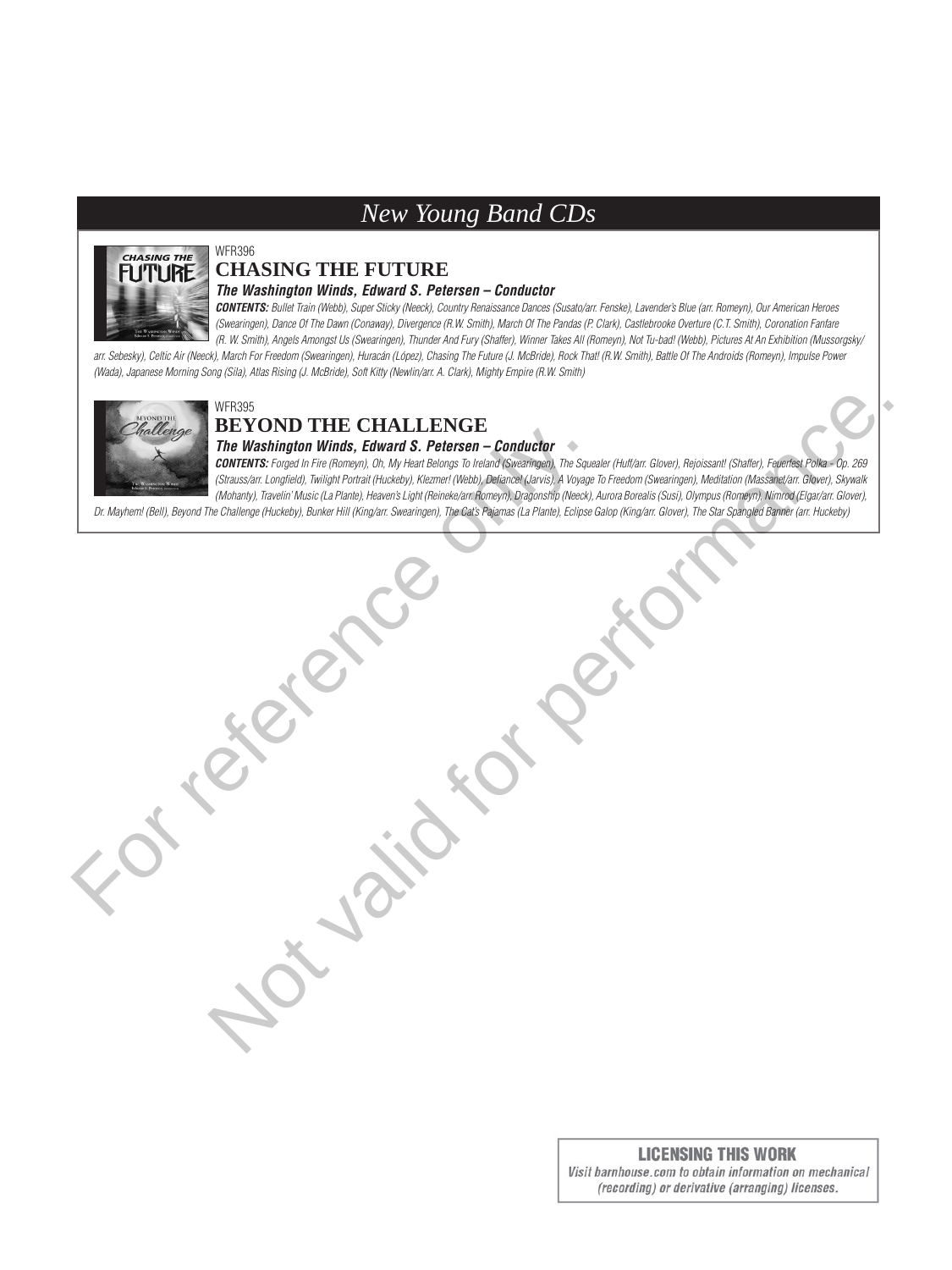## *New Young Band CDs*

WFR396

### CHASING THE FUTURE

***The Washington Winds, Edward S. Petersen – Conductor***

***CONTENTS:*** *Bullet Train (Webb), Super Sticky (Neeck), Country Renaissance Dances (Susato/arr. Fenske), Lavender's Blue (arr. Romeyn), Our American Heroes (Swearingen), Dance Of The Dawn (Conaway), Divergence (R.W. Smith), March Of The Pandas (P. Clark), Castlebrooke Overture (C.T. Smith), Coronation Fanfare (R. W. Smith), Angels Amongst Us (Swearingen), Thunder And Fury (Shaffer), Winner Takes All (Romeyn), Not Tu-bad! (Webb), Pictures At An Exhibition (Mussorgsky/ arr. Sebesky), Celtic Air (Neeck), March For Freedom (Swearingen), Huracán (López), Chasing The Future (J. McBride), Rock That! (R.W. Smith), Battle Of The Androids (Romeyn), Impulse Power (Wada), Japanese Morning Song (Sila), Atlas Rising (J. McBride), Soft Kitty (Newlin/arr. A. Clark), Mighty Empire (R.W. Smith)*

WFR395

### BEYOND THE CHALLENGE

***The Washington Winds, Edward S. Petersen – Conductor***

***CONTENTS:*** *Forged In Fire (Romeyn), Oh, My Heart Belongs To Ireland (Swearingen), The Squealer (Huff/arr. Glover), Rejoissant! (Shaffer), Feuerfest Polka - Op. 269 (Strauss/arr. Longfield), Twilight Portrait (Huckeby), Klezmer! (Webb), Defiance! (Jarvis), A Voyage To Freedom (Swearingen), Meditation (Massanet/arr. Glover), Skywalk (Mohanty), Travelin' Music (La Plante), Heaven's Light (Reineke/arr. Romeyn), Dragonship (Neeck), Aurora Borealis (Susi), Olympus (Romeyn), Nimrod (Elgar/arr. Glover), Dr. Mayhem! (Bell), Beyond The Challenge (Huckeby), Bunker Hill (King/arr. Swearingen), The Cat's Pajamas (La Plante), Eclipse Galop (King/arr. Glover), The Star Spangled Banner (arr. Huckeby)*

For reference only. Not valid for performance.

**LICENSING THIS WORK**

***Visit barnhouse.com to obtain information on mechanical (recording) or derivative (arranging) licenses.***